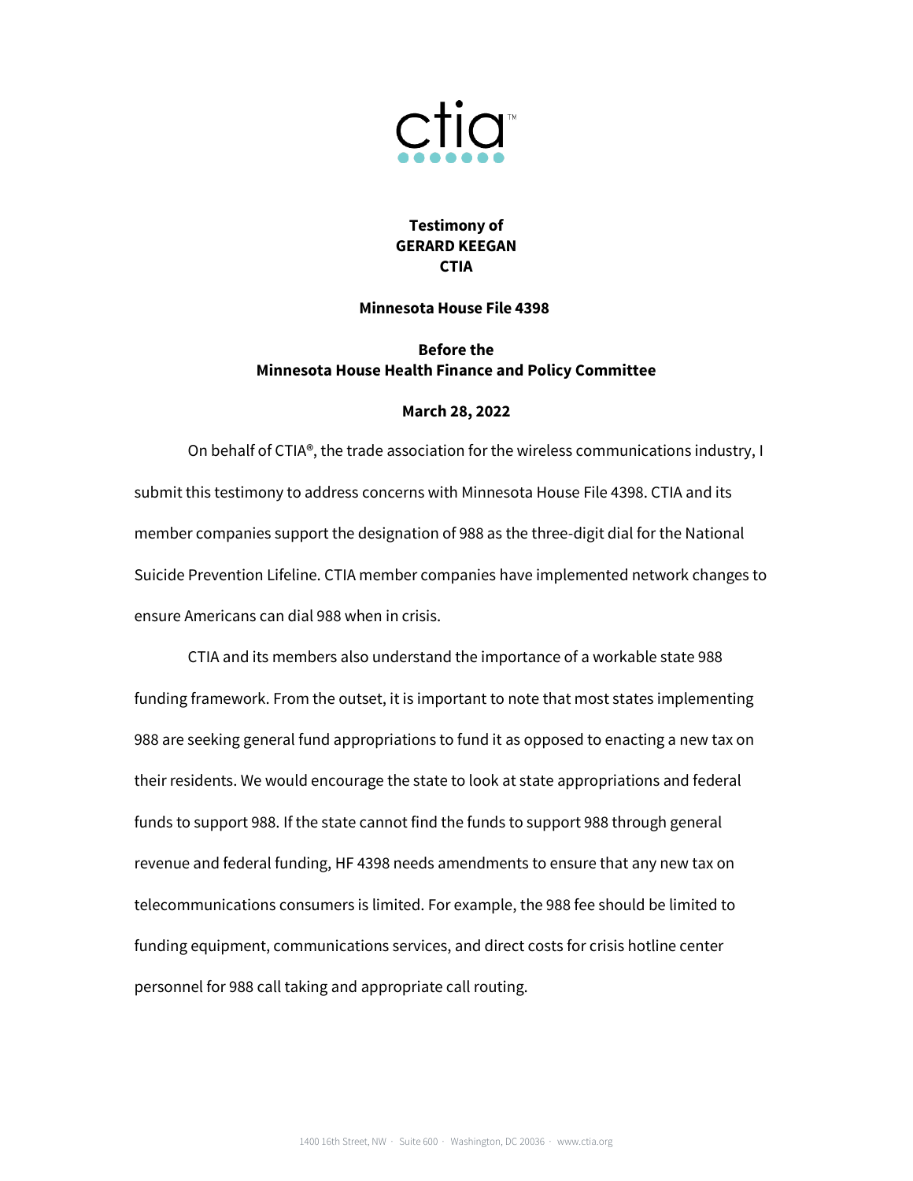ctia

**Testimony of**
**GERARD KEEGAN**
**CTIA**

**Minnesota House File 4398**

**Before the**
**Minnesota House Health Finance and Policy Committee**

**March 28, 2022**

On behalf of CTIA®, the trade association for the wireless communications industry, I submit this testimony to address concerns with Minnesota House File 4398. CTIA and its member companies support the designation of 988 as the three-digit dial for the National Suicide Prevention Lifeline. CTIA member companies have implemented network changes to ensure Americans can dial 988 when in crisis.

CTIA and its members also understand the importance of a workable state 988 funding framework. From the outset, it is important to note that most states implementing 988 are seeking general fund appropriations to fund it as opposed to enacting a new tax on their residents. We would encourage the state to look at state appropriations and federal funds to support 988. If the state cannot find the funds to support 988 through general revenue and federal funding, HF 4398 needs amendments to ensure that any new tax on telecommunications consumers is limited. For example, the 988 fee should be limited to funding equipment, communications services, and direct costs for crisis hotline center personnel for 988 call taking and appropriate call routing.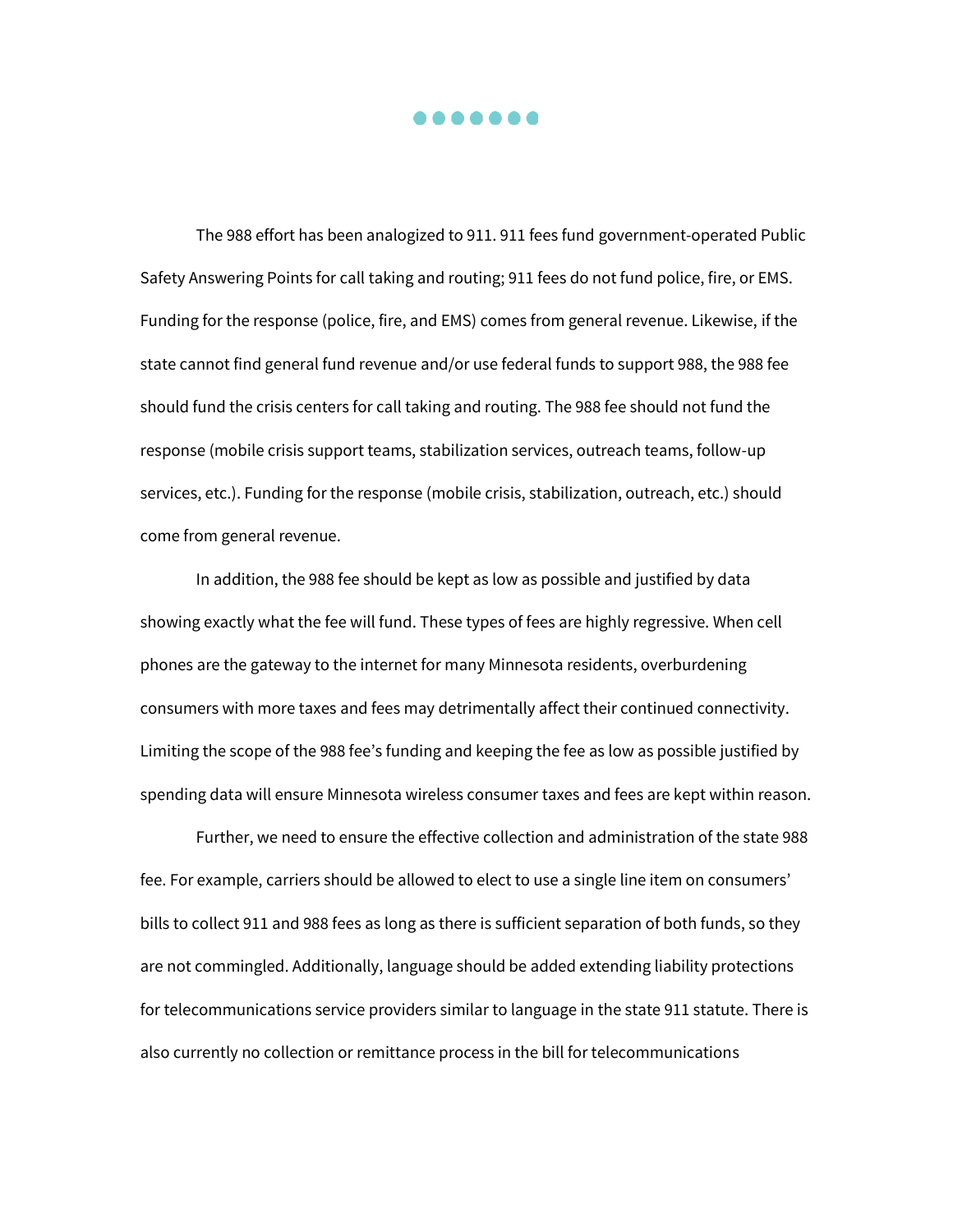The 988 effort has been analogized to 911. 911 fees fund government-operated Public Safety Answering Points for call taking and routing; 911 fees do not fund police, fire, or EMS. Funding for the response (police, fire, and EMS) comes from general revenue. Likewise, if the state cannot find general fund revenue and/or use federal funds to support 988, the 988 fee should fund the crisis centers for call taking and routing. The 988 fee should not fund the response (mobile crisis support teams, stabilization services, outreach teams, follow-up services, etc.). Funding for the response (mobile crisis, stabilization, outreach, etc.) should come from general revenue.

In addition, the 988 fee should be kept as low as possible and justified by data showing exactly what the fee will fund. These types of fees are highly regressive. When cell phones are the gateway to the internet for many Minnesota residents, overburdening consumers with more taxes and fees may detrimentally affect their continued connectivity. Limiting the scope of the 988 fee's funding and keeping the fee as low as possible justified by spending data will ensure Minnesota wireless consumer taxes and fees are kept within reason.

Further, we need to ensure the effective collection and administration of the state 988 fee. For example, carriers should be allowed to elect to use a single line item on consumers' bills to collect 911 and 988 fees as long as there is sufficient separation of both funds, so they are not commingled. Additionally, language should be added extending liability protections for telecommunications service providers similar to language in the state 911 statute. There is also currently no collection or remittance process in the bill for telecommunications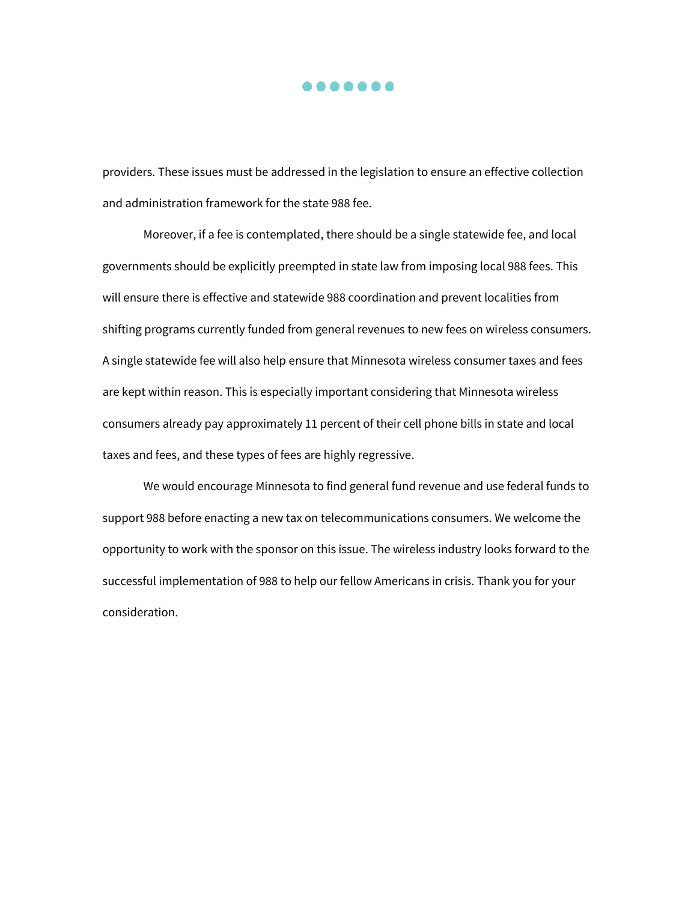providers. These issues must be addressed in the legislation to ensure an effective collection and administration framework for the state 988 fee.

Moreover, if a fee is contemplated, there should be a single statewide fee, and local governments should be explicitly preempted in state law from imposing local 988 fees. This will ensure there is effective and statewide 988 coordination and prevent localities from shifting programs currently funded from general revenues to new fees on wireless consumers. A single statewide fee will also help ensure that Minnesota wireless consumer taxes and fees are kept within reason. This is especially important considering that Minnesota wireless consumers already pay approximately 11 percent of their cell phone bills in state and local taxes and fees, and these types of fees are highly regressive.

We would encourage Minnesota to find general fund revenue and use federal funds to support 988 before enacting a new tax on telecommunications consumers. We welcome the opportunity to work with the sponsor on this issue. The wireless industry looks forward to the successful implementation of 988 to help our fellow Americans in crisis. Thank you for your consideration.